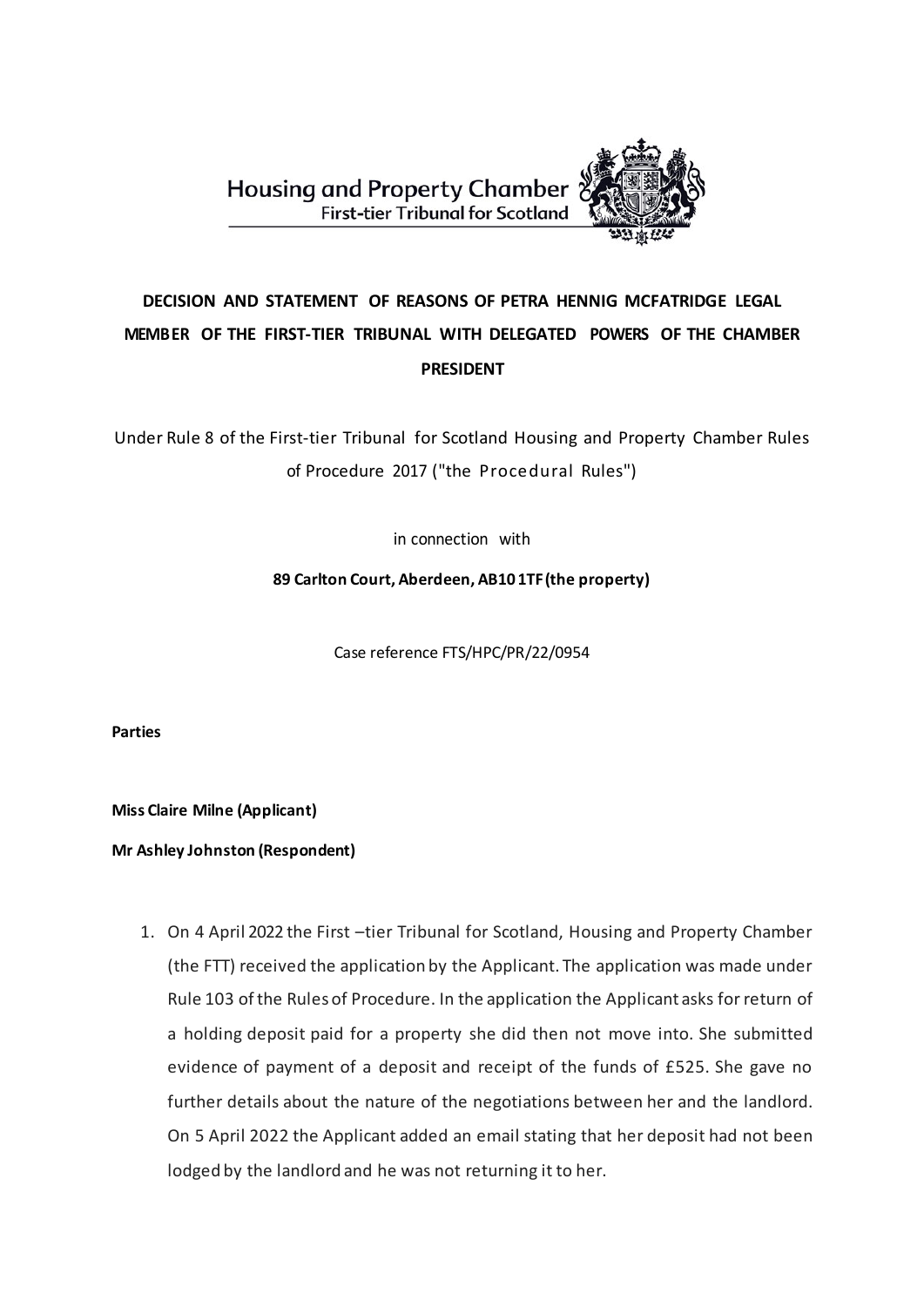Housing and Property Chamber
First-tier Tribunal for Scotland

**DECISION AND STATEMENT OF REASONS OF PETRA HENNIG MCFATRIDGE LEGAL MEMBER OF THE FIRST-TIER TRIBUNAL WITH DELEGATED POWERS OF THE CHAMBER PRESIDENT**

Under Rule 8 of the First-tier Tribunal for Scotland Housing and Property Chamber Rules of Procedure 2017 ("the Procedural Rules")

in connection with

**89 Carlton Court, Aberdeen, AB10 1TF (the property)**

Case reference FTS/HPC/PR/22/0954

**Parties**

**Miss Claire Milne (Applicant)**

**Mr Ashley Johnston (Respondent)**

1. On 4 April 2022 the First –tier Tribunal for Scotland, Housing and Property Chamber (the FTT) received the application by the Applicant. The application was made under Rule 103 of the Rules of Procedure. In the application the Applicant asks for return of a holding deposit paid for a property she did then not move into. She submitted evidence of payment of a deposit and receipt of the funds of £525. She gave no further details about the nature of the negotiations between her and the landlord. On 5 April 2022 the Applicant added an email stating that her deposit had not been lodged by the landlord and he was not returning it to her.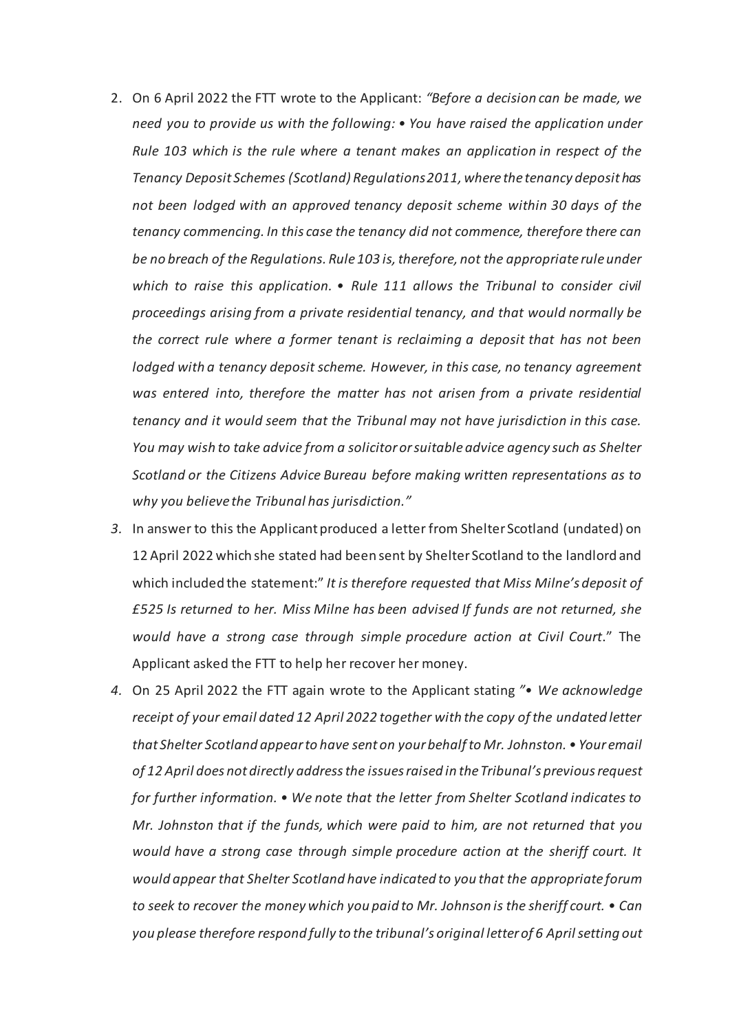2. On 6 April 2022 the FTT wrote to the Applicant: *"Before a decision can be made, we need you to provide us with the following: • You have raised the application under Rule 103 which is the rule where a tenant makes an application in respect of the Tenancy Deposit Schemes (Scotland) Regulations 2011, where the tenancy deposit has not been lodged with an approved tenancy deposit scheme within 30 days of the tenancy commencing. In this case the tenancy did not commence, therefore there can be no breach of the Regulations. Rule 103 is, therefore, not the appropriate rule under which to raise this application. • Rule 111 allows the Tribunal to consider civil proceedings arising from a private residential tenancy, and that would normally be the correct rule where a former tenant is reclaiming a deposit that has not been lodged with a tenancy deposit scheme. However, in this case, no tenancy agreement was entered into, therefore the matter has not arisen from a private residential tenancy and it would seem that the Tribunal may not have jurisdiction in this case. You may wish to take advice from a solicitor or suitable advice agency such as Shelter Scotland or the Citizens Advice Bureau before making written representations as to why you believe the Tribunal has jurisdiction."*
3. In answer to this the Applicant produced a letter from Shelter Scotland (undated) on 12 April 2022 which she stated had been sent by Shelter Scotland to the landlord and which included the statement:" *It is therefore requested that Miss Milne's deposit of £525 Is returned to her. Miss Milne has been advised If funds are not returned, she would have a strong case through simple procedure action at Civil Court*." The Applicant asked the FTT to help her recover her money.
4. On 25 April 2022 the FTT again wrote to the Applicant stating *"• We acknowledge receipt of your email dated 12 April 2022 together with the copy of the undated letter that Shelter Scotland appear to have sent on your behalf to Mr. Johnston. • Your email of 12 April does not directly address the issues raised in the Tribunal's previous request for further information. • We note that the letter from Shelter Scotland indicates to Mr. Johnston that if the funds, which were paid to him, are not returned that you would have a strong case through simple procedure action at the sheriff court. It would appear that Shelter Scotland have indicated to you that the appropriate forum to seek to recover the money which you paid to Mr. Johnson is the sheriff court. • Can you please therefore respond fully to the tribunal's original letter of 6 April setting out*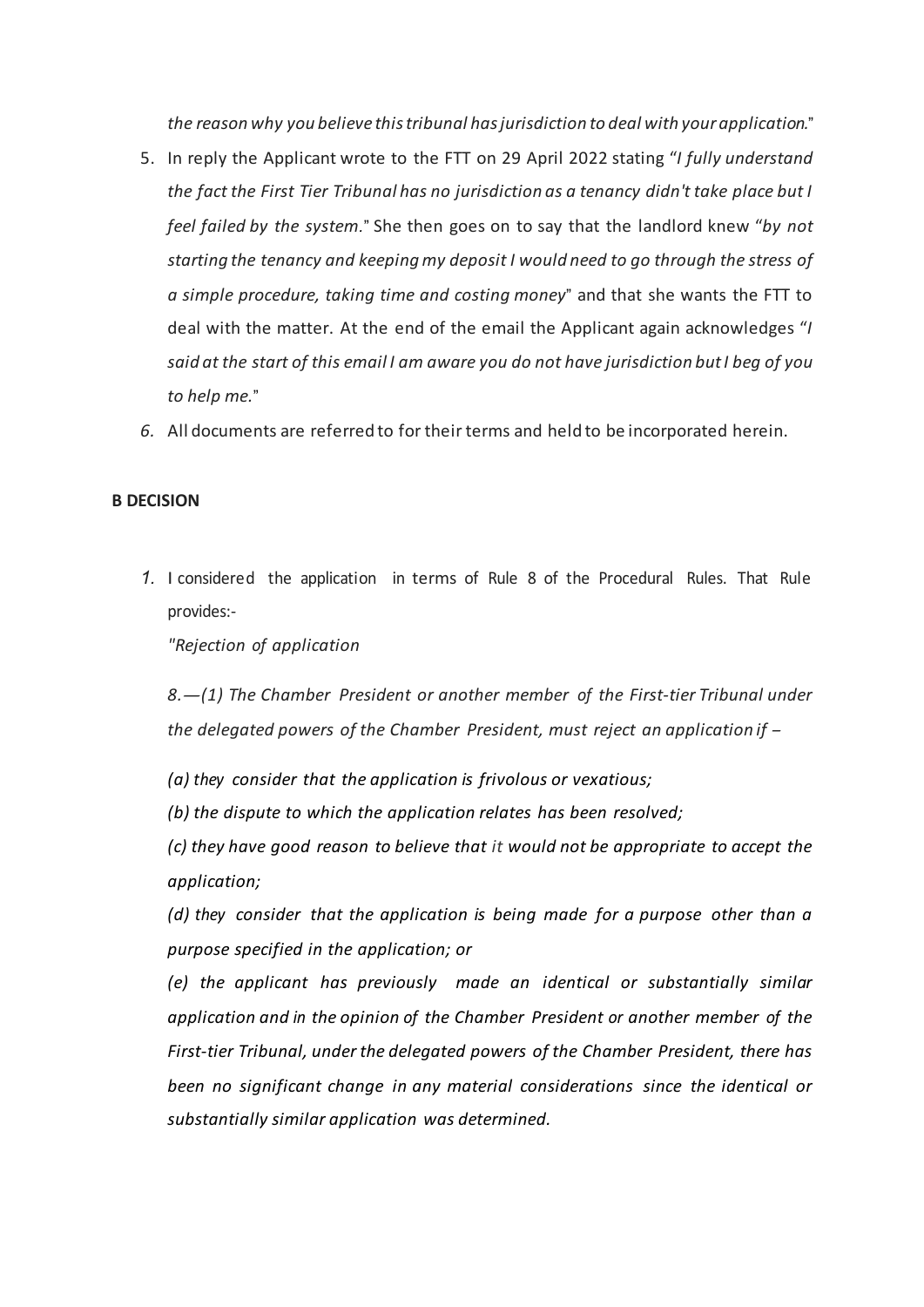*the reason why you believe this tribunal has jurisdiction to deal with your application.*"

5. In reply the Applicant wrote to the FTT on 29 April 2022 stating "*I fully understand the fact the First Tier Tribunal has no jurisdiction as a tenancy didn't take place but I feel failed by the system.*" She then goes on to say that the landlord knew "*by not starting the tenancy and keeping my deposit I would need to go through the stress of a simple procedure, taking time and costing money*" and that she wants the FTT to deal with the matter. At the end of the email the Applicant again acknowledges "*I said at the start of this email I am aware you do not have jurisdiction but I beg of you to help me.*"
6. All documents are referred to for their terms and held to be incorporated herein.

**B DECISION**

1. I considered the application in terms of Rule 8 of the Procedural Rules. That Rule provides:-

   *"Rejection of application*

   *8.—(1) The Chamber President or another member of the First-tier Tribunal under the delegated powers of the Chamber President, must reject an application if –*

   *(a) they consider that the application is frivolous or vexatious;*

   *(b) the dispute to which the application relates has been resolved;*

   *(c) they have good reason to believe that it would not be appropriate to accept the application;*

   *(d) they consider that the application is being made for a purpose other than a purpose specified in the application; or*

   *(e) the applicant has previously made an identical or substantially similar application and in the opinion of the Chamber President or another member of the First-tier Tribunal, under the delegated powers of the Chamber President, there has been no significant change in any material considerations since the identical or substantially similar application was determined.*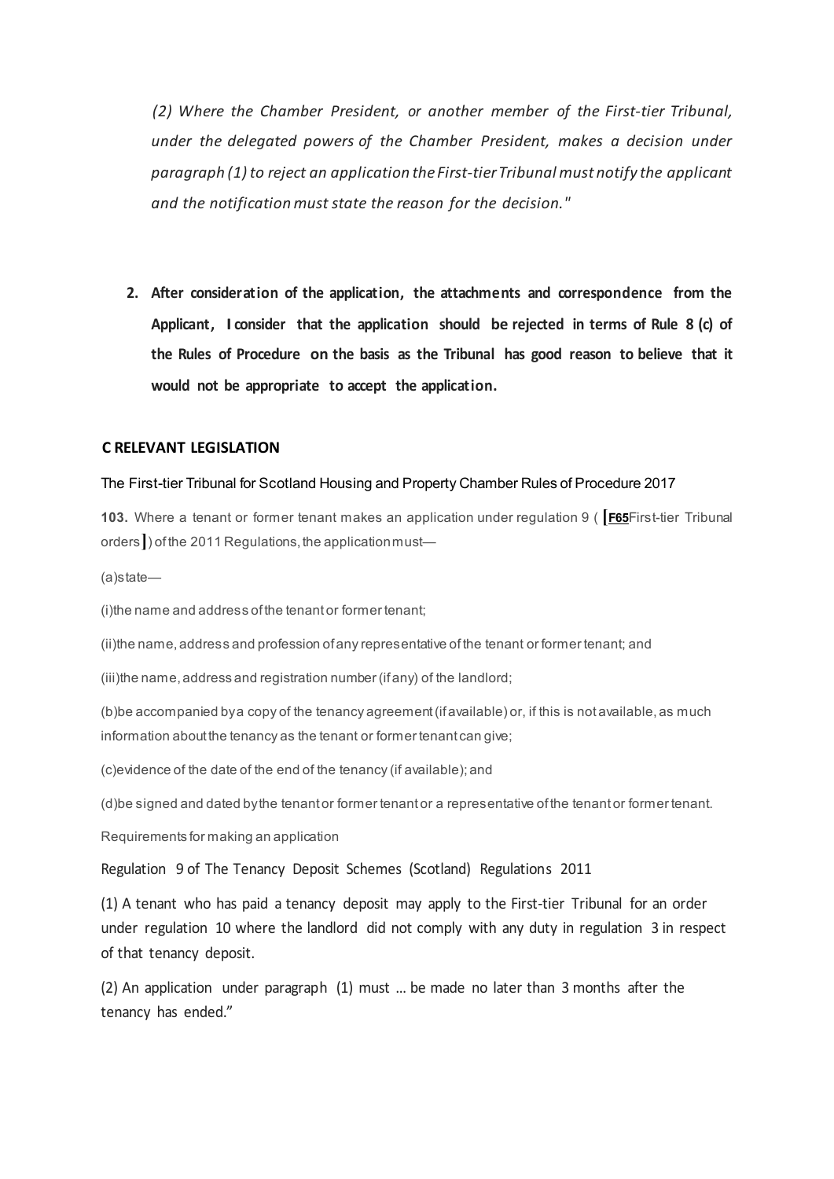*(2) Where the Chamber President, or another member of the First-tier Tribunal, under the delegated powers of the Chamber President, makes a decision under paragraph (1) to reject an application the First-tier Tribunal must notify the applicant and the notification must state the reason for the decision."*

2. **After consideration of the application, the attachments and correspondence from the Applicant, I consider that the application should be rejected in terms of Rule 8 (c) of the Rules of Procedure on the basis as the Tribunal has good reason to believe that it would not be appropriate to accept the application.**

**C RELEVANT LEGISLATION**

The First-tier Tribunal for Scotland Housing and Property Chamber Rules of Procedure 2017

**103.** Where a tenant or former tenant makes an application under regulation 9 ( [F65First-tier Tribunal orders]) of the 2011 Regulations, the application must—

(a)state—

(i)the name and address of the tenant or former tenant;

(ii)the name, address and profession of any representative of the tenant or former tenant; and

(iii)the name, address and registration number (if any) of the landlord;

(b)be accompanied by a copy of the tenancy agreement (if available) or, if this is not available, as much information about the tenancy as the tenant or former tenant can give;

(c)evidence of the date of the end of the tenancy (if available); and

(d)be signed and dated by the tenant or former tenant or a representative of the tenant or former tenant.

Requirements for making an application

Regulation 9 of The Tenancy Deposit Schemes (Scotland) Regulations 2011

(1) A tenant who has paid a tenancy deposit may apply to the First-tier Tribunal for an order under regulation 10 where the landlord did not comply with any duty in regulation 3 in respect of that tenancy deposit.

(2) An application under paragraph (1) must ... be made no later than 3 months after the tenancy has ended."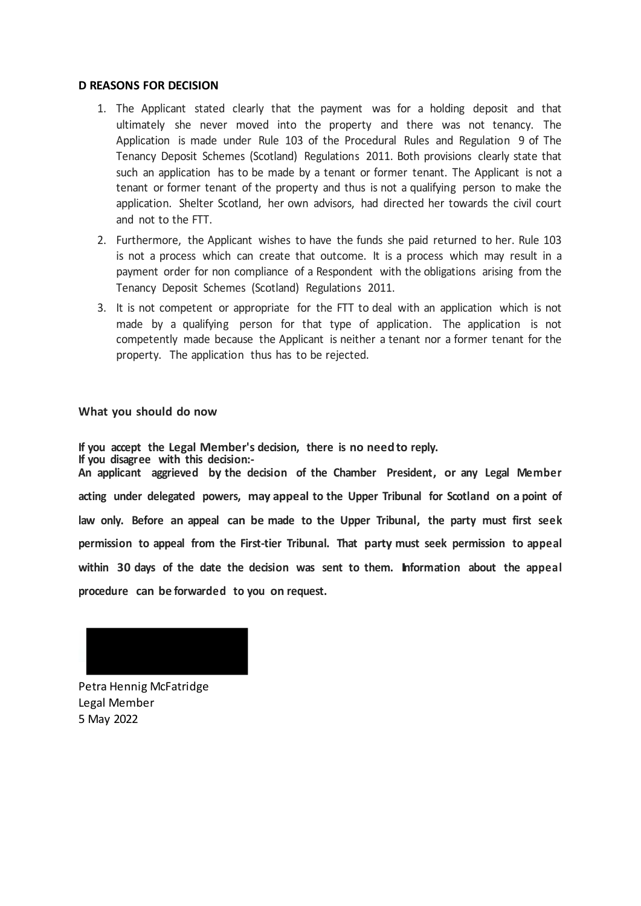**D REASONS FOR DECISION**

1. The Applicant stated clearly that the payment was for a holding deposit and that ultimately she never moved into the property and there was not tenancy. The Application is made under Rule 103 of the Procedural Rules and Regulation 9 of The Tenancy Deposit Schemes (Scotland) Regulations 2011. Both provisions clearly state that such an application has to be made by a tenant or former tenant. The Applicant is not a tenant or former tenant of the property and thus is not a qualifying person to make the application. Shelter Scotland, her own advisors, had directed her towards the civil court and not to the FTT.
2. Furthermore, the Applicant wishes to have the funds she paid returned to her. Rule 103 is not a process which can create that outcome. It is a process which may result in a payment order for non compliance of a Respondent with the obligations arising from the Tenancy Deposit Schemes (Scotland) Regulations 2011.
3. It is not competent or appropriate for the FTT to deal with an application which is not made by a qualifying person for that type of application. The application is not competently made because the Applicant is neither a tenant nor a former tenant for the property. The application thus has to be rejected.

**What you should do now**

**If you accept the Legal Member's decision, there is no need to reply.**
**If you disagree with this decision:-**
**An applicant aggrieved by the decision of the Chamber President, or any Legal Member acting under delegated powers, may appeal to the Upper Tribunal for Scotland on a point of law only. Before an appeal can be made to the Upper Tribunal, the party must first seek permission to appeal from the First-tier Tribunal. That party must seek permission to appeal within 30 days of the date the decision was sent to them. Information about the appeal procedure can be forwarded to you on request.**

Petra Hennig McFatridge
Legal Member
5 May 2022